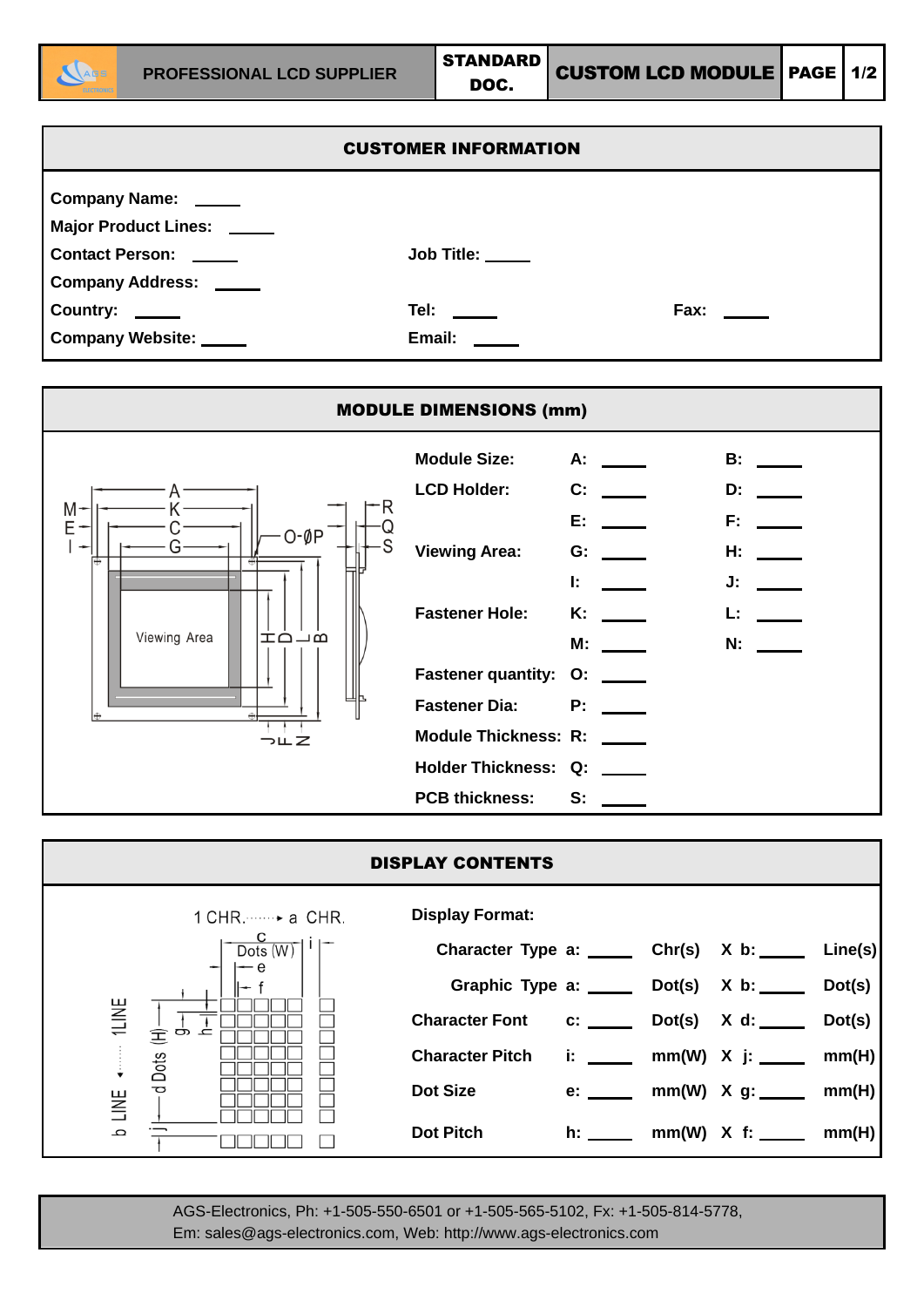PROFESSIONAL LCD SUPPLIER | STANDARD DOC. | CUSTOM LCD MODULE

## CUSTOMER INFORMATION

**Company Name:** \_\_\_\_\_

**Major Product Lines:** \_\_\_\_\_

**Contact Person:** \_\_\_\_\_ **Job Title:** \_\_\_\_\_

**Company Address:** \_\_\_\_\_

**Country:** \_\_\_\_\_ **Tel:** \_\_\_\_\_ **Fax:** \_\_\_\_\_

**Company Website:** \_\_\_\_\_ **Email:** \_\_\_\_\_

## MODULE DIMENSIONS (mm)

| | | | | |
|---|---|---|---|---|
| **Module Size:** | **A:** | \_\_\_\_\_ | **B:** | \_\_\_\_\_ |
| **LCD Holder:** | **C:** | \_\_\_\_\_ | **D:** | \_\_\_\_\_ |
| | **E:** | \_\_\_\_\_ | **F:** | \_\_\_\_\_ |
| **Viewing Area:** | **G:** | \_\_\_\_\_ | **H:** | \_\_\_\_\_ |
| | **I:** | \_\_\_\_\_ | **J:** | \_\_\_\_\_ |
| **Fastener Hole:** | **K:** | \_\_\_\_\_ | **L:** | \_\_\_\_\_ |
| | **M:** | \_\_\_\_\_ | **N:** | \_\_\_\_\_ |
| **Fastener quantity:** | **O:** | \_\_\_\_\_ | | |
| **Fastener Dia:** | **P:** | \_\_\_\_\_ | | |
| **Module Thickness:** | **R:** | \_\_\_\_\_ | | |
| **Holder Thickness:** | **Q:** | \_\_\_\_\_ | | |
| **PCB thickness:** | **S:** | \_\_\_\_\_ | | |

## DISPLAY CONTENTS

**Display Format:**

| | | | | | | |
|---|---|---|---|---|---|---|
| **Character Type** | **a:** | \_\_\_\_\_ | **Chr(s)** | **X b:** | \_\_\_\_\_ | **Line(s)** |
| **Graphic Type** | **a:** | \_\_\_\_\_ | **Dot(s)** | **X b:** | \_\_\_\_\_ | **Dot(s)** |
| **Character Font** | **c:** | \_\_\_\_\_ | **Dot(s)** | **X d:** | \_\_\_\_\_ | **Dot(s)** |
| **Character Pitch** | **i:** | \_\_\_\_\_ | **mm(W)** | **X j:** | \_\_\_\_\_ | **mm(H)** |
| **Dot Size** | **e:** | \_\_\_\_\_ | **mm(W)** | **X g:** | \_\_\_\_\_ | **mm(H)** |
| **Dot Pitch** | **h:** | \_\_\_\_\_ | **mm(W)** | **X f:** | \_\_\_\_\_ | **mm(H)** |

AGS-Electronics, Ph: +1-505-550-6501 or +1-505-565-5102, Fx: +1-505-814-5778, Em: sales@ags-electronics.com, Web: http://www.ags-electronics.com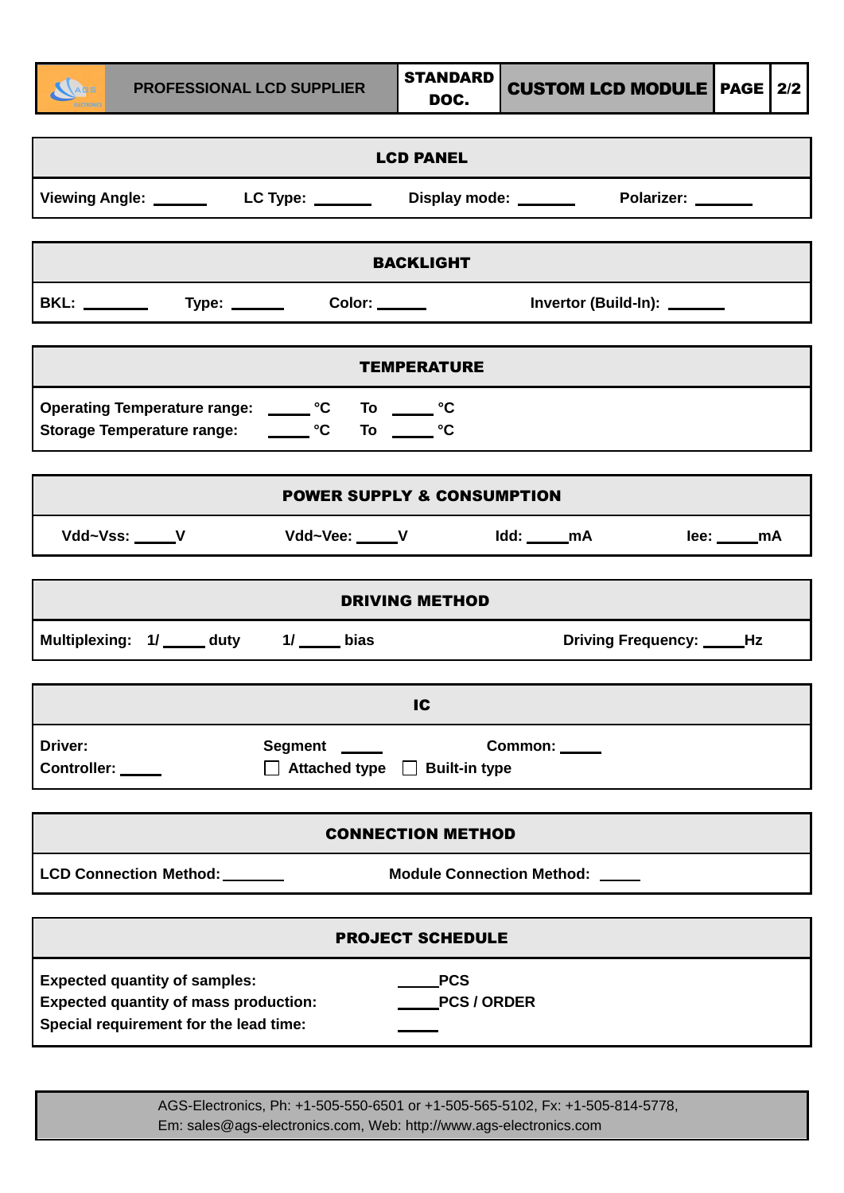| PROFESSIONAL LCD SUPPLIER | STANDARD DOC. | CUSTOM LCD MODULE | PAGE | 2/2 |
|---|---|---|---|---|

## LCD PANEL

**Viewing Angle:** ______ **LC Type:** ______ **Display mode:** ______ **Polarizer:** ______

## BACKLIGHT

**BKL:** ________ **Type:** ______ **Color:** ______ **Invertor (Build-In):** ______

## TEMPERATURE

**Operating Temperature range:** _____ °C To _____ °C

**Storage Temperature range:** _____ °C To _____ °C

## POWER SUPPLY & CONSUMPTION

**Vdd~Vss:** _____V **Vdd~Vee:** _____V **Idd:** _____mA **Iee:** _____mA

## DRIVING METHOD

**Multiplexing:** 1/ _____ duty 1/ _____ bias **Driving Frequency:** _____Hz

## IC

**Driver:** **Segment** _____ **Common:** _____

**Controller:** _____ ☐ Attached type ☐ Built-in type

## CONNECTION METHOD

**LCD Connection Method:** _______ **Module Connection Method:** _____

## PROJECT SCHEDULE

**Expected quantity of samples:** _____PCS

**Expected quantity of mass production:** _____PCS / ORDER

**Special requirement for the lead time:** _____

AGS-Electronics, Ph: +1-505-550-6501 or +1-505-565-5102, Fx: +1-505-814-5778,
Em: sales@ags-electronics.com, Web: http://www.ags-electronics.com